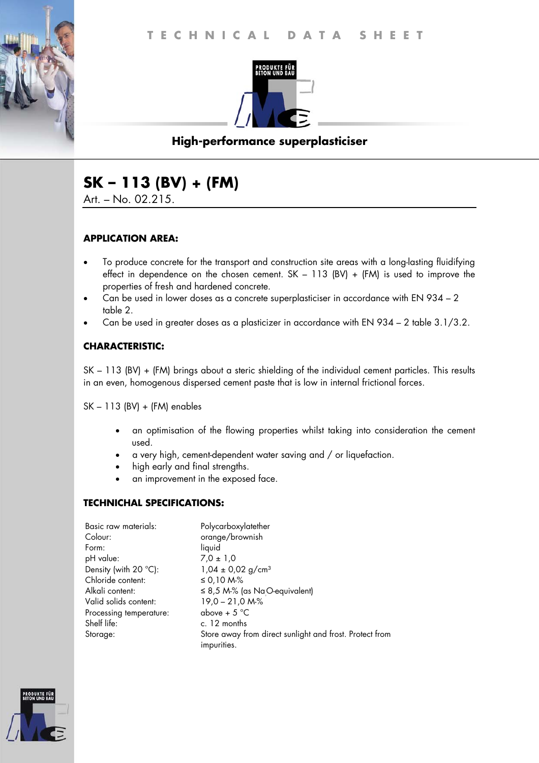TECHNICAL DATA SHEET

PRODUKTE FÜR BETON UND BAU

## High-performance superplasticiser

# SK – 113 (BV) + (FM)

Art. – No. 02.215.

### APPLICATION AREA:

- To produce concrete for the transport and construction site areas with a long-lasting fluidifying effect in dependence on the chosen cement. SK – 113 (BV) + (FM) is used to improve the properties of fresh and hardened concrete.
- Can be used in lower doses as a concrete superplasticiser in accordance with EN 934 – 2 table 2.
- Can be used in greater doses as a plasticizer in accordance with EN 934 – 2 table 3.1/3.2.

### CHARACTERISTIC:

SK – 113 (BV) + (FM) brings about a steric shielding of the individual cement particles. This results in an even, homogenous dispersed cement paste that is low in internal frictional forces.

SK – 113 (BV) + (FM) enables

- an optimisation of the flowing properties whilst taking into consideration the cement used.
- a very high, cement-dependent water saving and / or liquefaction.
- high early and final strengths.
- an improvement in the exposed face.

### TECHNICHAL SPECIFICATIONS:

| | |
|---|---|
| Basic raw materials: | Polycarboxylatether |
| Colour: | orange/brownish |
| Form: | liquid |
| pH value: | 7,0 ± 1,0 |
| Density (with 20 °C): | 1,04 ± 0,02 g/cm³ |
| Chloride content: | ≤ 0,10 M-% |
| Alkali content: | ≤ 8,5 M-% (as $Na_2O$-equivalent) |
| Valid solids content: | 19,0 – 21,0 M-% |
| Processing temperature: | above + 5 °C |
| Shelf life: | c. 12 months |
| Storage: | Store away from direct sunlight and frost. Protect from impurities. |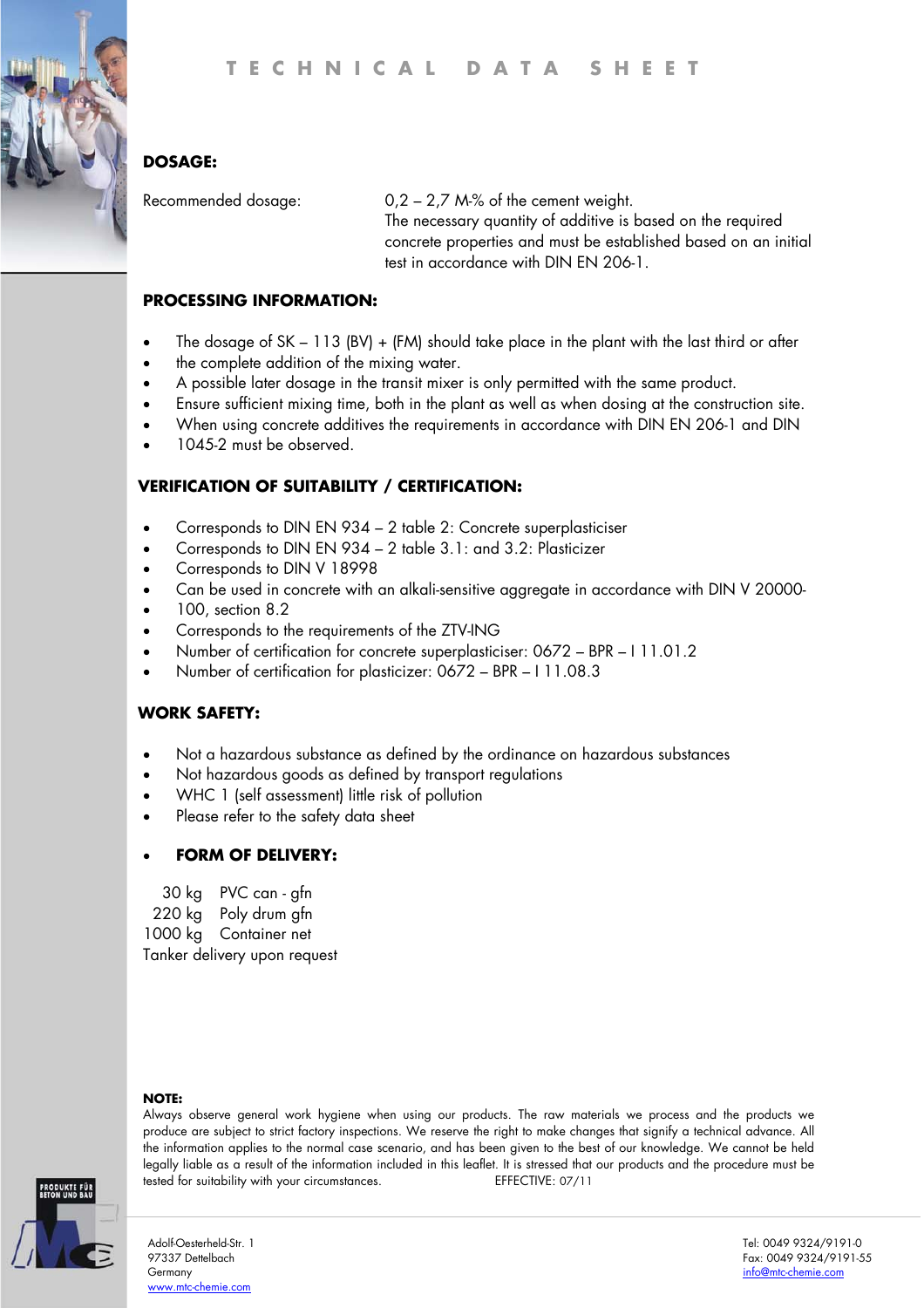# TECHNICAL DATA SHEET

## DOSAGE:

Recommended dosage: 0,2 – 2,7 M-% of the cement weight.
The necessary quantity of additive is based on the required concrete properties and must be established based on an initial test in accordance with DIN EN 206-1.

## PROCESSING INFORMATION:

- The dosage of SK – 113 (BV) + (FM) should take place in the plant with the last third or after
- the complete addition of the mixing water.
- A possible later dosage in the transit mixer is only permitted with the same product.
- Ensure sufficient mixing time, both in the plant as well as when dosing at the construction site.
- When using concrete additives the requirements in accordance with DIN EN 206-1 and DIN
- 1045-2 must be observed.

## VERIFICATION OF SUITABILITY / CERTIFICATION:

- Corresponds to DIN EN 934 – 2 table 2: Concrete superplasticiser
- Corresponds to DIN EN 934 – 2 table 3.1: and 3.2: Plasticizer
- Corresponds to DIN V 18998
- Can be used in concrete with an alkali-sensitive aggregate in accordance with DIN V 20000-
- 100, section 8.2
- Corresponds to the requirements of the ZTV-ING
- Number of certification for concrete superplasticiser: 0672 – BPR – I 11.01.2
- Number of certification for plasticizer: 0672 – BPR – I 11.08.3

## WORK SAFETY:

- Not a hazardous substance as defined by the ordinance on hazardous substances
- Not hazardous goods as defined by transport regulations
- WHC 1 (self assessment) little risk of pollution
- Please refer to the safety data sheet

## FORM OF DELIVERY:

30 kg PVC can - gfn
220 kg Poly drum gfn
1000 kg Container net
Tanker delivery upon request

**NOTE:**
Always observe general work hygiene when using our products. The raw materials we process and the products we produce are subject to strict factory inspections. We reserve the right to make changes that signify a technical advance. All the information applies to the normal case scenario, and has been given to the best of our knowledge. We cannot be held legally liable as a result of the information included in this leaflet. It is stressed that our products and the procedure must be tested for suitability with your circumstances. EFFECTIVE: 07/11

PRODUKTE FÜR BETON UND BAU

Adolf-Oesterheld-Str. 1
97337 Dettelbach
Germany
www.mtc-chemie.com

Tel: 0049 9324/9191-0
Fax: 0049 9324/9191-55
info@mtc-chemie.com